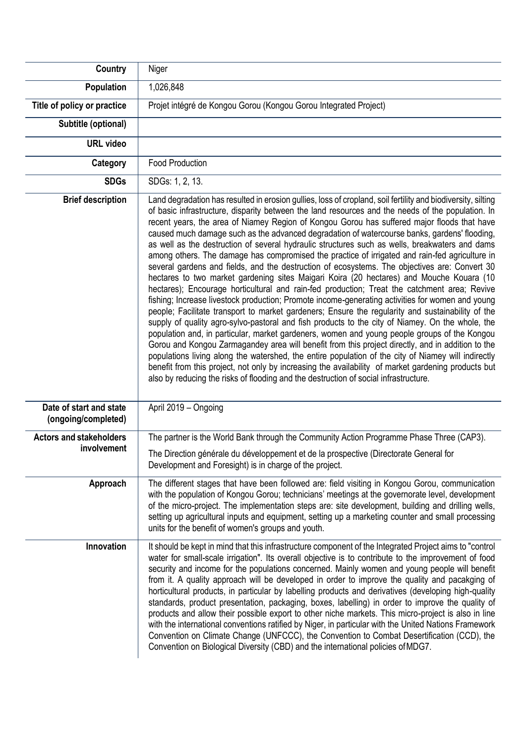| | |
|---|---|
| **Country** | Niger |
| **Population** | 1,026,848 |
| **Title of policy or practice** | Projet intégré de Kongou Gorou (Kongou Gorou Integrated Project) |
| **Subtitle (optional)** | |
| **URL video** | |
| **Category** | Food Production |
| **SDGs** | SDGs: 1, 2, 13. |
| **Brief description** | Land degradation has resulted in erosion gullies, loss of cropland, soil fertility and biodiversity, silting of basic infrastructure, disparity between the land resources and the needs of the population. In recent years, the area of Niamey Region of Kongou Gorou has suffered major floods that have caused much damage such as the advanced degradation of watercourse banks, gardens' flooding, as well as the destruction of several hydraulic structures such as wells, breakwaters and dams among others. The damage has compromised the practice of irrigated and rain-fed agriculture in several gardens and fields, and the destruction of ecosystems. The objectives are: Convert 30 hectares to two market gardening sites Maigari Koira (20 hectares) and Mouche Kouara (10 hectares); Encourage horticultural and rain-fed production; Treat the catchment area; Revive fishing; Increase livestock production; Promote income-generating activities for women and young people; Facilitate transport to market gardeners; Ensure the regularity and sustainability of the supply of quality agro-sylvo-pastoral and fish products to the city of Niamey. On the whole, the population and, in particular, market gardeners, women and young people groups of the Kongou Gorou and Kongou Zarmagandey area will benefit from this project directly, and in addition to the populations living along the watershed, the entire population of the city of Niamey will indirectly benefit from this project, not only by increasing the availability of market gardening products but also by reducing the risks of flooding and the destruction of social infrastructure. |
| **Date of start and state (ongoing/completed)** | April 2019 – Ongoing |
| **Actors and stakeholders involvement** | The partner is the World Bank through the Community Action Programme Phase Three (CAP3).<br><br>The Direction générale du développement et de la prospective (Directorate General for Development and Foresight) is in charge of the project. |
| **Approach** | The different stages that have been followed are: field visiting in Kongou Gorou, communication with the population of Kongou Gorou; technicians' meetings at the governorate level, development of the micro-project. The implementation steps are: site development, building and drilling wells, setting up agricultural inputs and equipment, setting up a marketing counter and small processing units for the benefit of women's groups and youth. |
| **Innovation** | It should be kept in mind that this infrastructure component of the Integrated Project aims to "control water for small-scale irrigation". Its overall objective is to contribute to the improvement of food security and income for the populations concerned. Mainly women and young people will benefit from it. A quality approach will be developed in order to improve the quality and pacakging of horticultural products, in particular by labelling products and derivatives (developing high-quality standards, product presentation, packaging, boxes, labelling) in order to improve the quality of products and allow their possible export to other niche markets. This micro-project is also in line with the international conventions ratified by Niger, in particular with the United Nations Framework Convention on Climate Change (UNFCCC), the Convention to Combat Desertification (CCD), the Convention on Biological Diversity (CBD) and the international policies of MDG7. |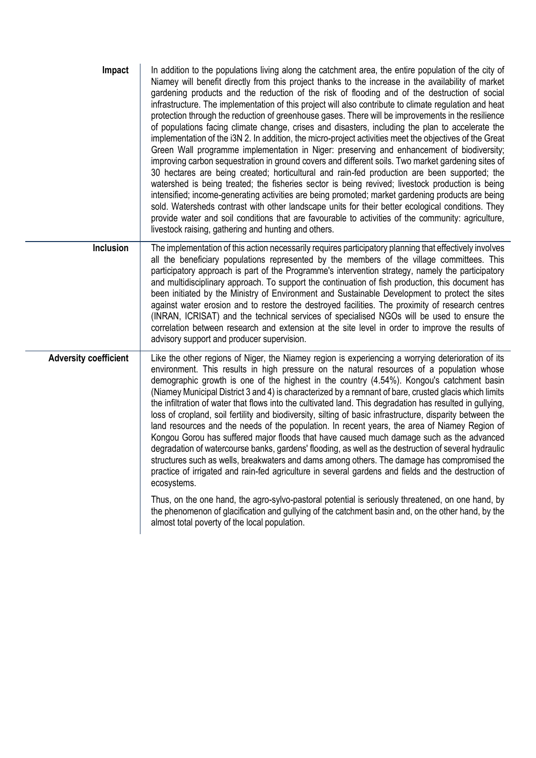| | |
|---|---|
| **Impact** | In addition to the populations living along the catchment area, the entire population of the city of Niamey will benefit directly from this project thanks to the increase in the availability of market gardening products and the reduction of the risk of flooding and of the destruction of social infrastructure. The implementation of this project will also contribute to climate regulation and heat protection through the reduction of greenhouse gases. There will be improvements in the resilience of populations facing climate change, crises and disasters, including the plan to accelerate the implementation of the i3N 2. In addition, the micro-project activities meet the objectives of the Great Green Wall programme implementation in Niger: preserving and enhancement of biodiversity; improving carbon sequestration in ground covers and different soils. Two market gardening sites of 30 hectares are being created; horticultural and rain-fed production are been supported; the watershed is being treated; the fisheries sector is being revived; livestock production is being intensified; income-generating activities are being promoted; market gardening products are being sold. Watersheds contrast with other landscape units for their better ecological conditions. They provide water and soil conditions that are favourable to activities of the community: agriculture, livestock raising, gathering and hunting and others. |
| **Inclusion** | The implementation of this action necessarily requires participatory planning that effectively involves all the beneficiary populations represented by the members of the village committees. This participatory approach is part of the Programme's intervention strategy, namely the participatory and multidisciplinary approach. To support the continuation of fish production, this document has been initiated by the Ministry of Environment and Sustainable Development to protect the sites against water erosion and to restore the destroyed facilities. The proximity of research centres (INRAN, ICRISAT) and the technical services of specialised NGOs will be used to ensure the correlation between research and extension at the site level in order to improve the results of advisory support and producer supervision. |
| **Adversity coefficient** | Like the other regions of Niger, the Niamey region is experiencing a worrying deterioration of its environment. This results in high pressure on the natural resources of a population whose demographic growth is one of the highest in the country (4.54%). Kongou's catchment basin (Niamey Municipal District 3 and 4) is characterized by a remnant of bare, crusted glacis which limits the infiltration of water that flows into the cultivated land. This degradation has resulted in gullying, loss of cropland, soil fertility and biodiversity, silting of basic infrastructure, disparity between the land resources and the needs of the population. In recent years, the area of Niamey Region of Kongou Gorou has suffered major floods that have caused much damage such as the advanced degradation of watercourse banks, gardens' flooding, as well as the destruction of several hydraulic structures such as wells, breakwaters and dams among others. The damage has compromised the practice of irrigated and rain-fed agriculture in several gardens and fields and the destruction of ecosystems.<br><br>Thus, on the one hand, the agro-sylvo-pastoral potential is seriously threatened, on one hand, by the phenomenon of glacification and gullying of the catchment basin and, on the other hand, by the almost total poverty of the local population. |